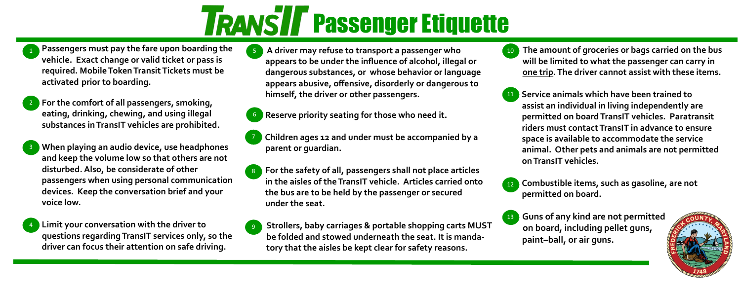# TransIT Passenger Etiquette

1. **Passengers must pay the fare upon boarding the vehicle. Exact change or valid ticket or pass is required. Mobile Token Transit Tickets must be activated prior to boarding.**

2. **For the comfort of all passengers, smoking, eating, drinking, chewing, and using illegal substances in TransIT vehicles are prohibited.**

3. **When playing an audio device, use headphones and keep the volume low so that others are not disturbed. Also, be considerate of other passengers when using personal communication devices. Keep the conversation brief and your voice low.**

4. **Limit your conversation with the driver to questions regarding TransIT services only, so the driver can focus their attention on safe driving.**

5. **A driver may refuse to transport a passenger who appears to be under the influence of alcohol, illegal or dangerous substances, or whose behavior or language appears abusive, offensive, disorderly or dangerous to himself, the driver or other passengers.**

6. **Reserve priority seating for those who need it.**

7. **Children ages 12 and under must be accompanied by a parent or guardian.**

8. **For the safety of all, passengers shall not place articles in the aisles of the TransIT vehicle. Articles carried onto the bus are to be held by the passenger or secured under the seat.**

9. **Strollers, baby carriages & portable shopping carts MUST be folded and stowed underneath the seat. It is mandatory that the aisles be kept clear for safety reasons.**

10. **The amount of groceries or bags carried on the bus will be limited to what the passenger can carry in one trip. The driver cannot assist with these items.**

11. **Service animals which have been trained to assist an individual in living independently are permitted on board TransIT vehicles. Paratransit riders must contact TransIT in advance to ensure space is available to accommodate the service animal. Other pets and animals are not permitted on TransIT vehicles.**

12. **Combustible items, such as gasoline, are not permitted on board.**

13. **Guns of any kind are not permitted on board, including pellet guns, paint–ball, or air guns.**

FREDERICK COUNTY MARYLAND 1748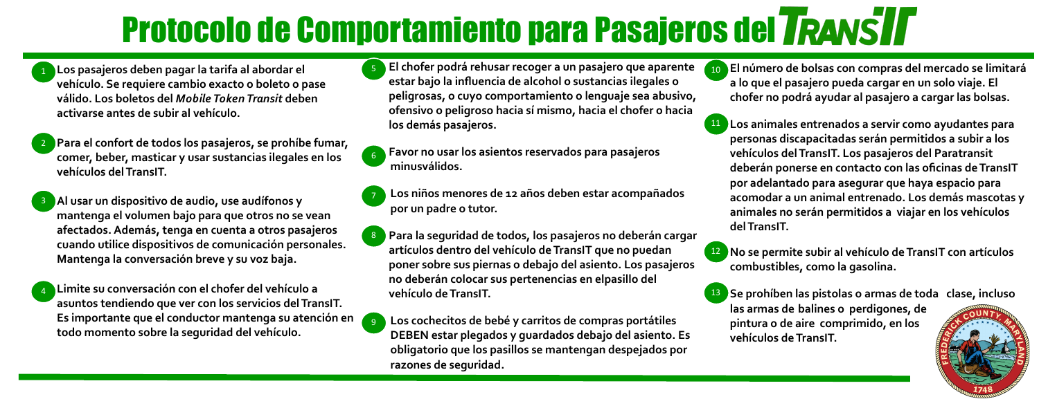# Protocolo de Comportamiento para Pasajeros del TransIT

1. **Los pasajeros deben pagar la tarifa al abordar el vehículo. Se requiere cambio exacto o boleto o pase válido. Los boletos del *Mobile Token Transit* deben activarse antes de subir al vehículo.**

2. **Para el confort de todos los pasajeros, se prohíbe fumar, comer, beber, masticar y usar sustancias ilegales en los vehículos del TransIT.**

3. **Al usar un dispositivo de audio, use audífonos y mantenga el volumen bajo para que otros no se vean afectados. Además, tenga en cuenta a otros pasajeros cuando utilice dispositivos de comunicación personales. Mantenga la conversación breve y su voz baja.**

4. **Limite su conversación con el chofer del vehículo a asuntos tendiendo que ver con los servicios del TransIT. Es importante que el conductor mantenga su atención en todo momento sobre la seguridad del vehículo.**

5. **El chofer podrá rehusar recoger a un pasajero que aparente estar bajo la influencia de alcohol o sustancias ilegales o peligrosas, o cuyo comportamiento o lenguaje sea abusivo, ofensivo o peligroso hacia sí mismo, hacia el chofer o hacia los demás pasajeros.**

6. **Favor no usar los asientos reservados para pasajeros minusválidos.**

7. **Los niños menores de 12 años deben estar acompañados por un padre o tutor.**

8. **Para la seguridad de todos, los pasajeros no deberán cargar artículos dentro del vehículo de TransIT que no puedan poner sobre sus piernas o debajo del asiento. Los pasajeros no deberán colocar sus pertenencias en elpasillo del vehículo de TransIT.**

9. **Los cochecitos de bebé y carritos de compras portátiles DEBEN estar plegados y guardados debajo del asiento. Es obligatorio que los pasillos se mantengan despejados por razones de seguridad.**

10. **El número de bolsas con compras del mercado se limitará a lo que el pasajero pueda cargar en un solo viaje. El chofer no podrá ayudar al pasajero a cargar las bolsas.**

11. **Los animales entrenados a servir como ayudantes para personas discapacitadas serán permitidos a subir a los vehículos del TransIT. Los pasajeros del Paratransit deberán ponerse en contacto con las oficinas de TransIT por adelantado para asegurar que haya espacio para acomodar a un animal entrenado. Los demás mascotas y animales no serán permitidos a viajar en los vehículos del TransIT.**

12. **No se permite subir al vehículo de TransIT con artículos combustibles, como la gasolina.**

13. **Se prohíben las pistolas o armas de toda clase, incluso las armas de balines o perdigones, de pintura o de aire comprimido, en los vehículos de TransIT.**